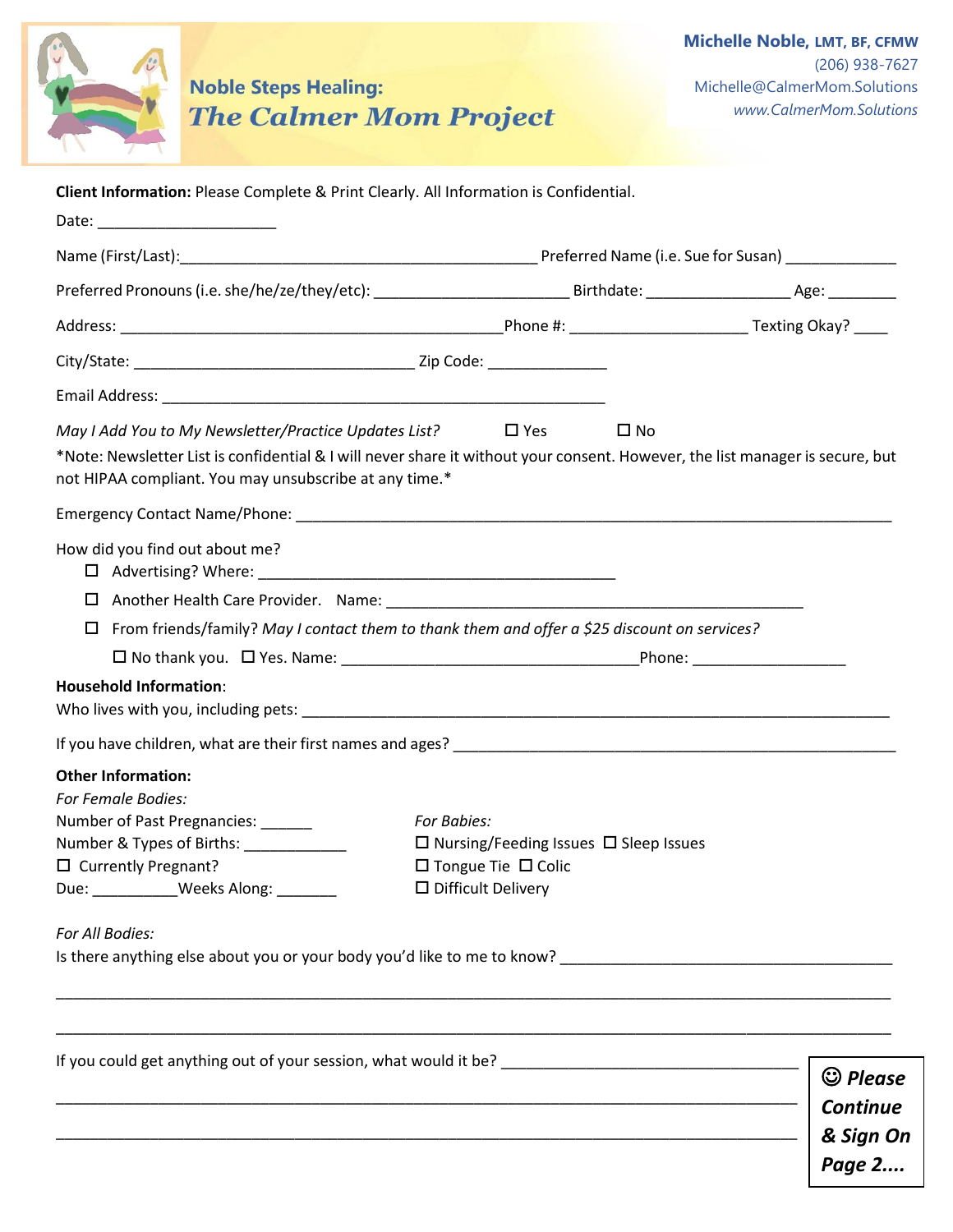# Noble Steps Healing: *The Calmer Mom Project*

**Michelle Noble, LMT, BF, CFMW**
(206) 938-7627
Michelle@CalmerMom.Solutions
*www.CalmerMom.Solutions*

**Client Information:** Please Complete & Print Clearly. All Information is Confidential.

Date: ____________________

Name (First/Last):________________________________________ Preferred Name (i.e. Sue for Susan) ____________

Preferred Pronouns (i.e. she/he/ze/they/etc): _____________________ Birthdate: _______________ Age: _______

Address: ___________________________________________Phone #: ____________________ Texting Okay? ____

City/State: _______________________________ Zip Code: _____________

Email Address: __________________________________________________

*May I Add You to My Newsletter/Practice Updates List?* ☐ Yes ☐ No

*Note: Newsletter List is confidential & I will never share it without your consent. However, the list manager is secure, but not HIPAA compliant. You may unsubscribe at any time.*

Emergency Contact Name/Phone: ___________________________________________________________________

How did you find out about me?

- ☐ Advertising? Where: ________________________________________
- ☐ Another Health Care Provider. Name: _______________________________________________
- ☐ From friends/family? *May I contact them to thank them and offer a $25 discount on services?*
  - ☐ No thank you. ☐ Yes. Name: __________________________________Phone: _________________

**Household Information**:

Who lives with you, including pets: _________________________________________________________________

If you have children, what are their first names and ages? _________________________________________________

**Other Information:**

*For Female Bodies:*

Number of Past Pregnancies: ______

Number & Types of Births: ____________

☐ Currently Pregnant?

Due: __________Weeks Along: _______

*For Babies:*

☐ Nursing/Feeding Issues ☐ Sleep Issues

☐ Tongue Tie ☐ Colic

☐ Difficult Delivery

*For All Bodies:*

Is there anything else about you or your body you'd like to me to know? ______________________________________

______________________________________________________________________________________________

______________________________________________________________________________________________

If you could get anything out of your session, what would it be? ___________________________________

______________________________________________________________________________________

______________________________________________________________________________________

***☺ Please Continue & Sign On Page 2....***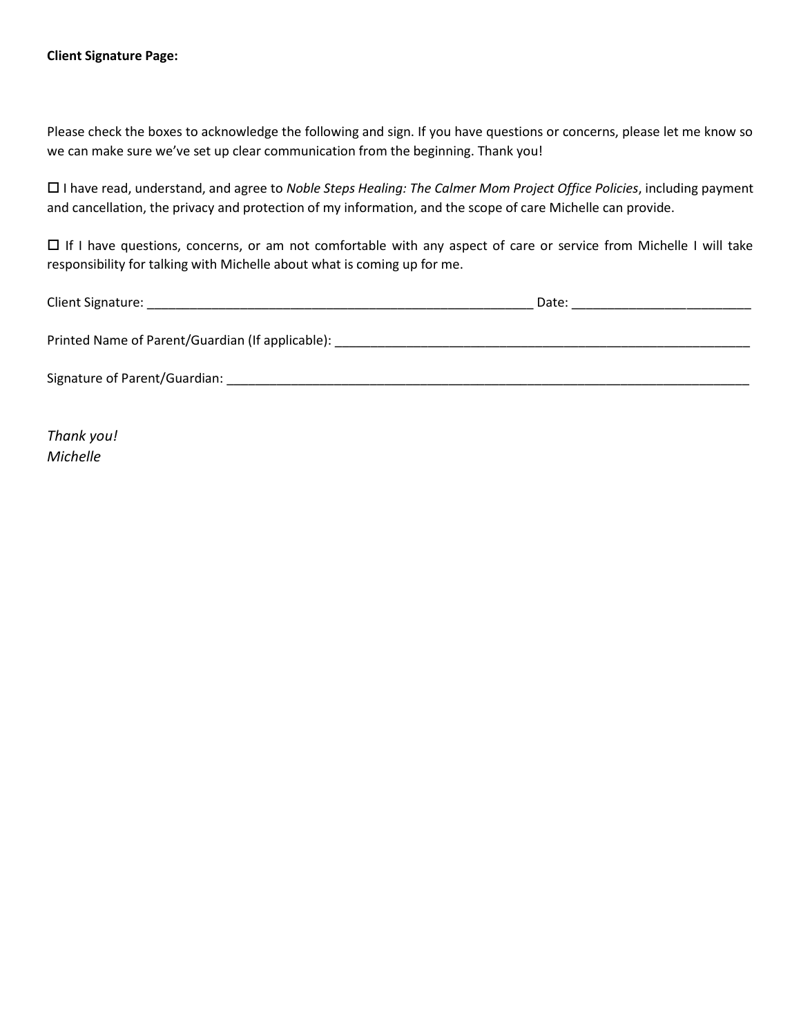**Client Signature Page:**

Please check the boxes to acknowledge the following and sign. If you have questions or concerns, please let me know so we can make sure we've set up clear communication from the beginning. Thank you!

☐ I have read, understand, and agree to *Noble Steps Healing: The Calmer Mom Project Office Policies*, including payment and cancellation, the privacy and protection of my information, and the scope of care Michelle can provide.

☐ If I have questions, concerns, or am not comfortable with any aspect of care or service from Michelle I will take responsibility for talking with Michelle about what is coming up for me.

Client Signature: ________________________________________________________ Date: _________________________

Printed Name of Parent/Guardian (If applicable): ____________________________________________________________

Signature of Parent/Guardian: ____________________________________________________________________________

*Thank you!*
*Michelle*